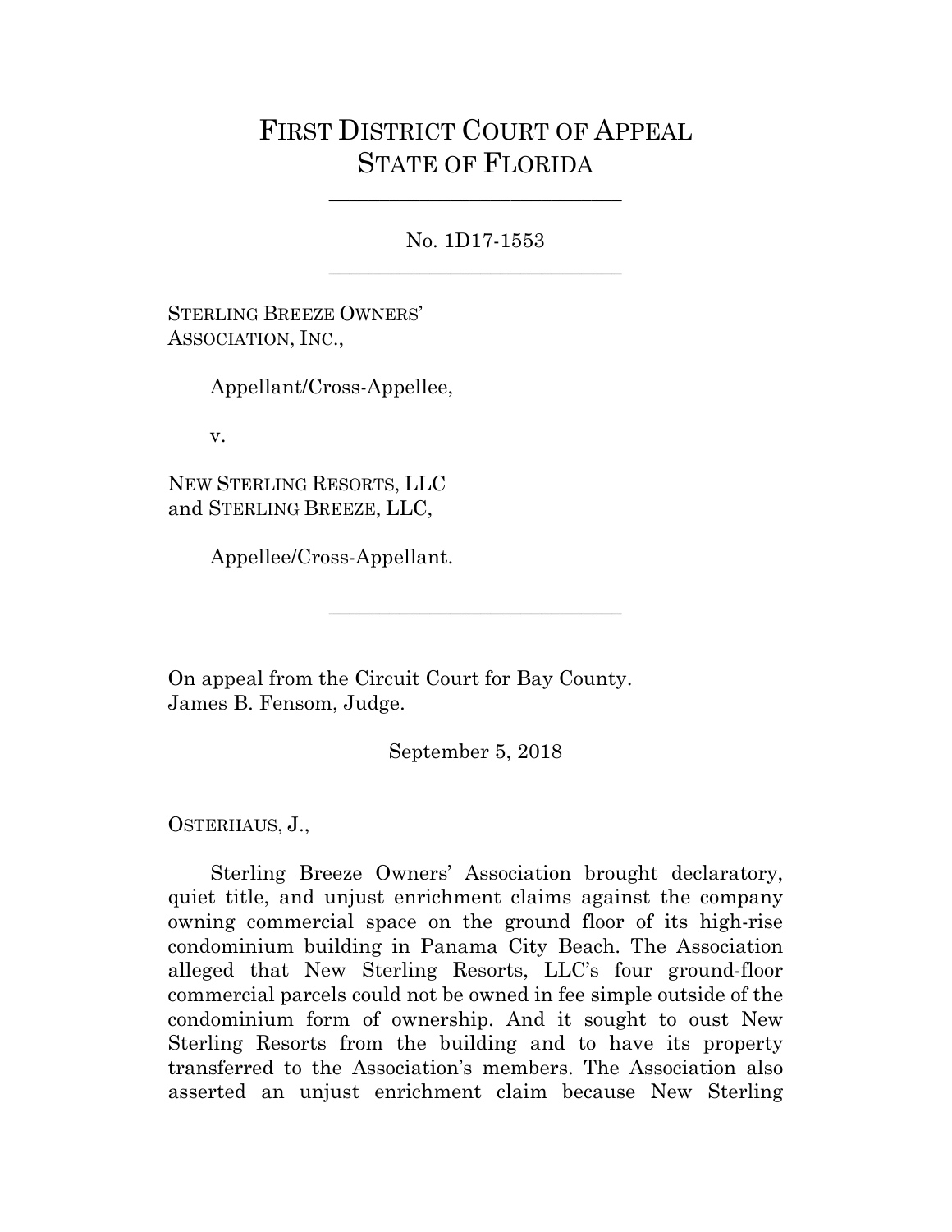# FIRST DISTRICT COURT OF APPEAL
# STATE OF FLORIDA

---

No. 1D17-1553

---

STERLING BREEZE OWNERS' ASSOCIATION, INC.,

Appellant/Cross-Appellee,

v.

NEW STERLING RESORTS, LLC and STERLING BREEZE, LLC,

Appellee/Cross-Appellant.

---

On appeal from the Circuit Court for Bay County.
James B. Fensom, Judge.

September 5, 2018

OSTERHAUS, J.,

Sterling Breeze Owners' Association brought declaratory, quiet title, and unjust enrichment claims against the company owning commercial space on the ground floor of its high-rise condominium building in Panama City Beach. The Association alleged that New Sterling Resorts, LLC's four ground-floor commercial parcels could not be owned in fee simple outside of the condominium form of ownership. And it sought to oust New Sterling Resorts from the building and to have its property transferred to the Association's members. The Association also asserted an unjust enrichment claim because New Sterling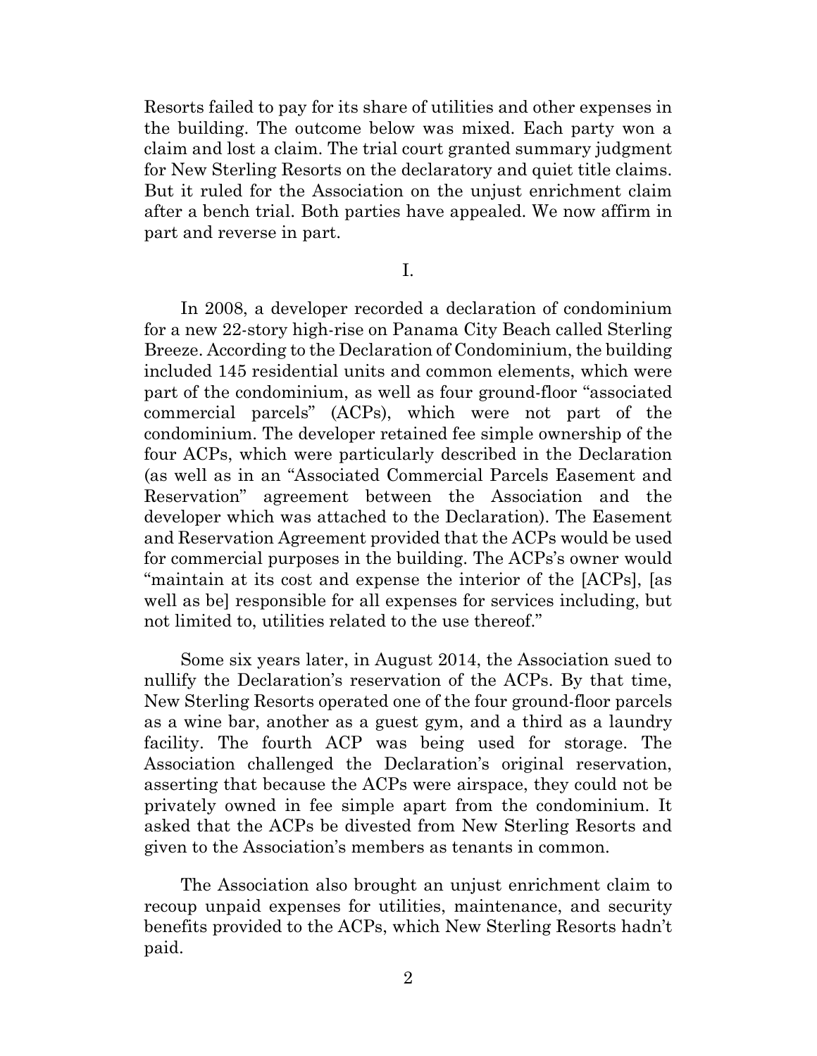Resorts failed to pay for its share of utilities and other expenses in the building. The outcome below was mixed. Each party won a claim and lost a claim. The trial court granted summary judgment for New Sterling Resorts on the declaratory and quiet title claims. But it ruled for the Association on the unjust enrichment claim after a bench trial. Both parties have appealed. We now affirm in part and reverse in part.

## I.

In 2008, a developer recorded a declaration of condominium for a new 22-story high-rise on Panama City Beach called Sterling Breeze. According to the Declaration of Condominium, the building included 145 residential units and common elements, which were part of the condominium, as well as four ground-floor "associated commercial parcels" (ACPs), which were not part of the condominium. The developer retained fee simple ownership of the four ACPs, which were particularly described in the Declaration (as well as in an "Associated Commercial Parcels Easement and Reservation" agreement between the Association and the developer which was attached to the Declaration). The Easement and Reservation Agreement provided that the ACPs would be used for commercial purposes in the building. The ACPs's owner would "maintain at its cost and expense the interior of the [ACPs], [as well as be] responsible for all expenses for services including, but not limited to, utilities related to the use thereof."

Some six years later, in August 2014, the Association sued to nullify the Declaration's reservation of the ACPs. By that time, New Sterling Resorts operated one of the four ground-floor parcels as a wine bar, another as a guest gym, and a third as a laundry facility. The fourth ACP was being used for storage. The Association challenged the Declaration's original reservation, asserting that because the ACPs were airspace, they could not be privately owned in fee simple apart from the condominium. It asked that the ACPs be divested from New Sterling Resorts and given to the Association's members as tenants in common.

The Association also brought an unjust enrichment claim to recoup unpaid expenses for utilities, maintenance, and security benefits provided to the ACPs, which New Sterling Resorts hadn't paid.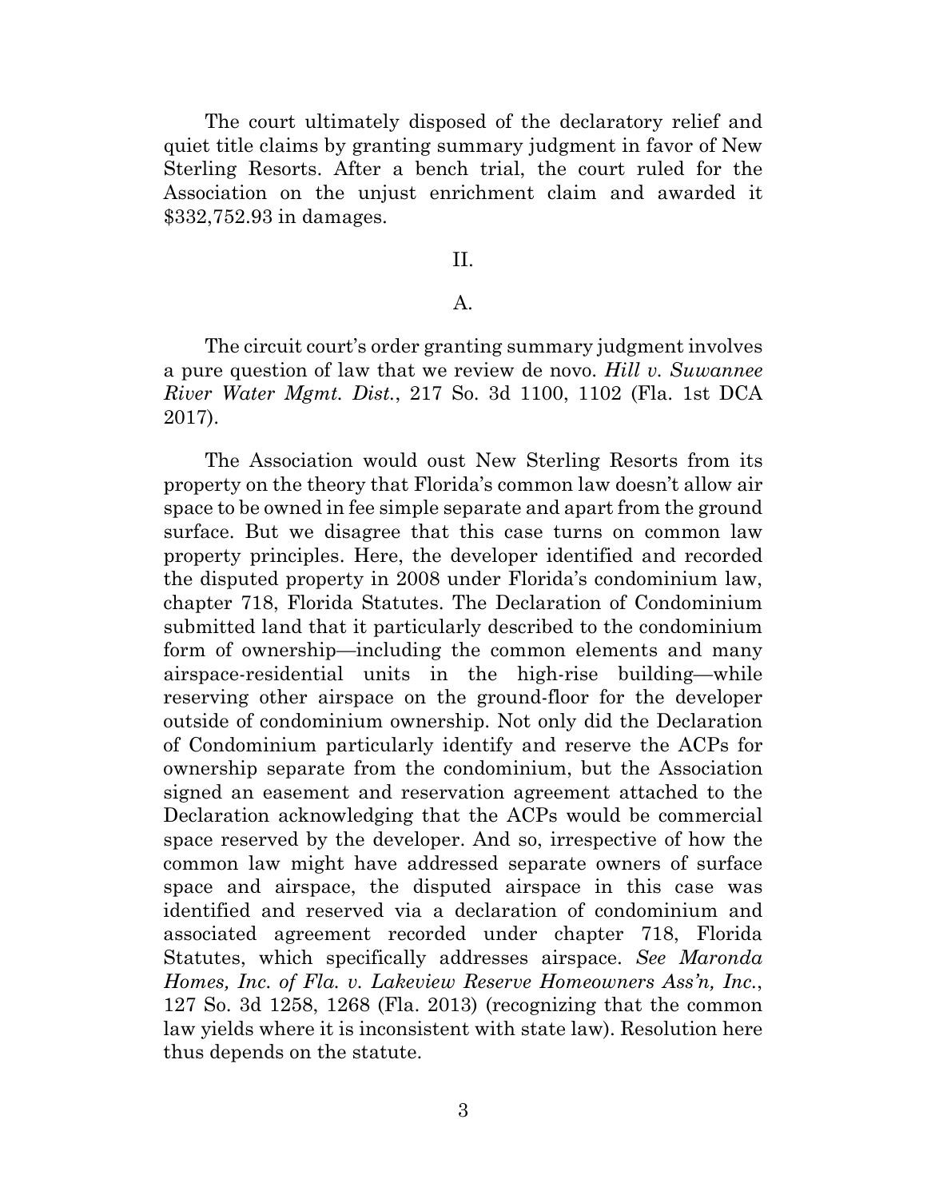The court ultimately disposed of the declaratory relief and quiet title claims by granting summary judgment in favor of New Sterling Resorts. After a bench trial, the court ruled for the Association on the unjust enrichment claim and awarded it $332,752.93 in damages.

II.

A.

The circuit court's order granting summary judgment involves a pure question of law that we review de novo. *Hill v. Suwannee River Water Mgmt. Dist.*, 217 So. 3d 1100, 1102 (Fla. 1st DCA 2017).

The Association would oust New Sterling Resorts from its property on the theory that Florida's common law doesn't allow air space to be owned in fee simple separate and apart from the ground surface. But we disagree that this case turns on common law property principles. Here, the developer identified and recorded the disputed property in 2008 under Florida's condominium law, chapter 718, Florida Statutes. The Declaration of Condominium submitted land that it particularly described to the condominium form of ownership—including the common elements and many airspace-residential units in the high-rise building—while reserving other airspace on the ground-floor for the developer outside of condominium ownership. Not only did the Declaration of Condominium particularly identify and reserve the ACPs for ownership separate from the condominium, but the Association signed an easement and reservation agreement attached to the Declaration acknowledging that the ACPs would be commercial space reserved by the developer. And so, irrespective of how the common law might have addressed separate owners of surface space and airspace, the disputed airspace in this case was identified and reserved via a declaration of condominium and associated agreement recorded under chapter 718, Florida Statutes, which specifically addresses airspace. *See Maronda Homes, Inc. of Fla. v. Lakeview Reserve Homeowners Ass'n, Inc.*, 127 So. 3d 1258, 1268 (Fla. 2013) (recognizing that the common law yields where it is inconsistent with state law). Resolution here thus depends on the statute.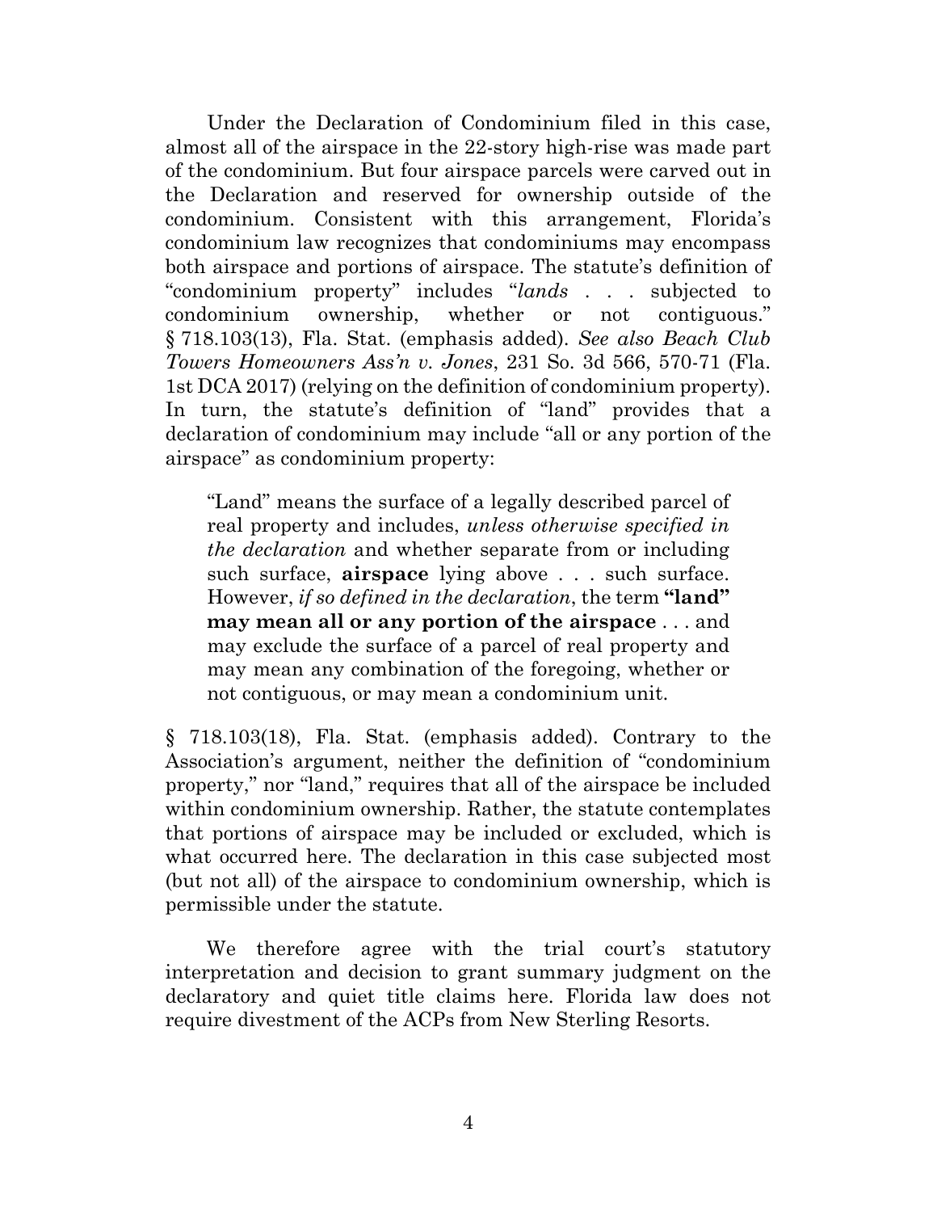Under the Declaration of Condominium filed in this case, almost all of the airspace in the 22-story high-rise was made part of the condominium. But four airspace parcels were carved out in the Declaration and reserved for ownership outside of the condominium. Consistent with this arrangement, Florida's condominium law recognizes that condominiums may encompass both airspace and portions of airspace. The statute's definition of "condominium property" includes "*lands* . . . subjected to condominium ownership, whether or not contiguous." § 718.103(13), Fla. Stat. (emphasis added). *See also Beach Club Towers Homeowners Ass'n v. Jones*, 231 So. 3d 566, 570-71 (Fla. 1st DCA 2017) (relying on the definition of condominium property). In turn, the statute's definition of "land" provides that a declaration of condominium may include "all or any portion of the airspace" as condominium property:

> "Land" means the surface of a legally described parcel of real property and includes, *unless otherwise specified in the declaration* and whether separate from or including such surface, **airspace** lying above . . . such surface. However, *if so defined in the declaration*, the term **"land" may mean all or any portion of the airspace** . . . and may exclude the surface of a parcel of real property and may mean any combination of the foregoing, whether or not contiguous, or may mean a condominium unit.

§ 718.103(18), Fla. Stat. (emphasis added). Contrary to the Association's argument, neither the definition of "condominium property," nor "land," requires that all of the airspace be included within condominium ownership. Rather, the statute contemplates that portions of airspace may be included or excluded, which is what occurred here. The declaration in this case subjected most (but not all) of the airspace to condominium ownership, which is permissible under the statute.

We therefore agree with the trial court's statutory interpretation and decision to grant summary judgment on the declaratory and quiet title claims here. Florida law does not require divestment of the ACPs from New Sterling Resorts.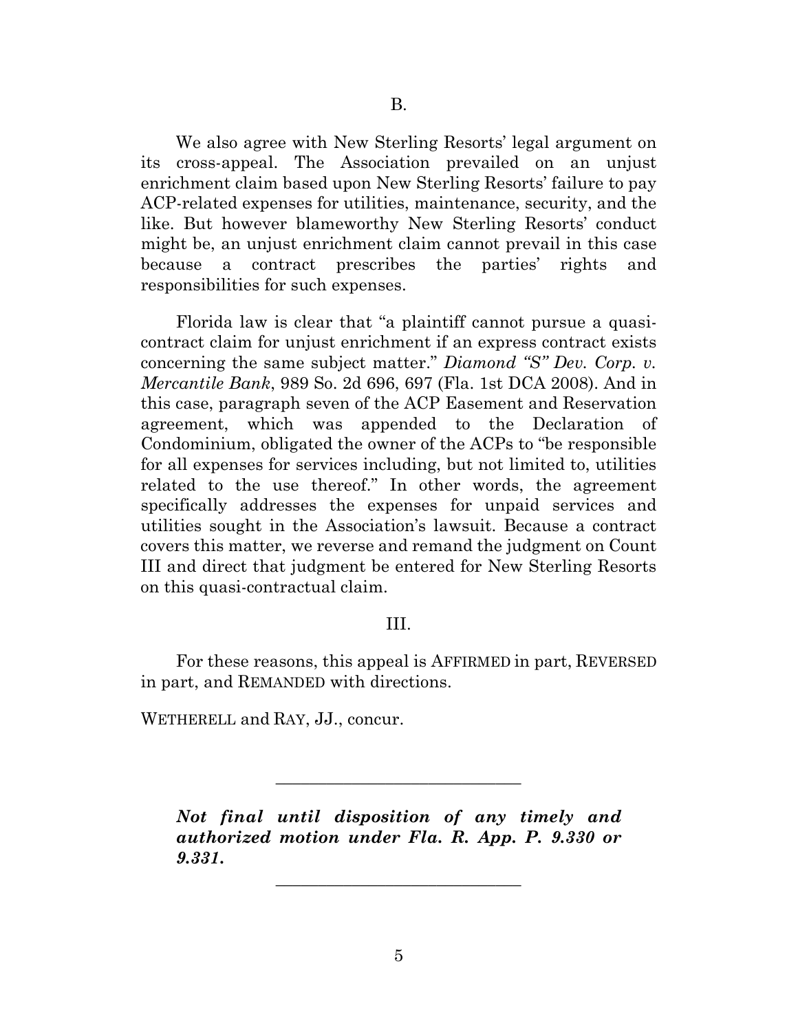### B.

We also agree with New Sterling Resorts' legal argument on its cross-appeal. The Association prevailed on an unjust enrichment claim based upon New Sterling Resorts' failure to pay ACP-related expenses for utilities, maintenance, security, and the like. But however blameworthy New Sterling Resorts' conduct might be, an unjust enrichment claim cannot prevail in this case because a contract prescribes the parties' rights and responsibilities for such expenses.

Florida law is clear that "a plaintiff cannot pursue a quasi-contract claim for unjust enrichment if an express contract exists concerning the same subject matter." *Diamond "S" Dev. Corp. v. Mercantile Bank*, 989 So. 2d 696, 697 (Fla. 1st DCA 2008). And in this case, paragraph seven of the ACP Easement and Reservation agreement, which was appended to the Declaration of Condominium, obligated the owner of the ACPs to "be responsible for all expenses for services including, but not limited to, utilities related to the use thereof." In other words, the agreement specifically addresses the expenses for unpaid services and utilities sought in the Association's lawsuit. Because a contract covers this matter, we reverse and remand the judgment on Count III and direct that judgment be entered for New Sterling Resorts on this quasi-contractual claim.

## III.

For these reasons, this appeal is AFFIRMED in part, REVERSED in part, and REMANDED with directions.

WETHERELL and RAY, JJ., concur.

---

***Not final until disposition of any timely and authorized motion under Fla. R. App. P. 9.330 or 9.331.***

---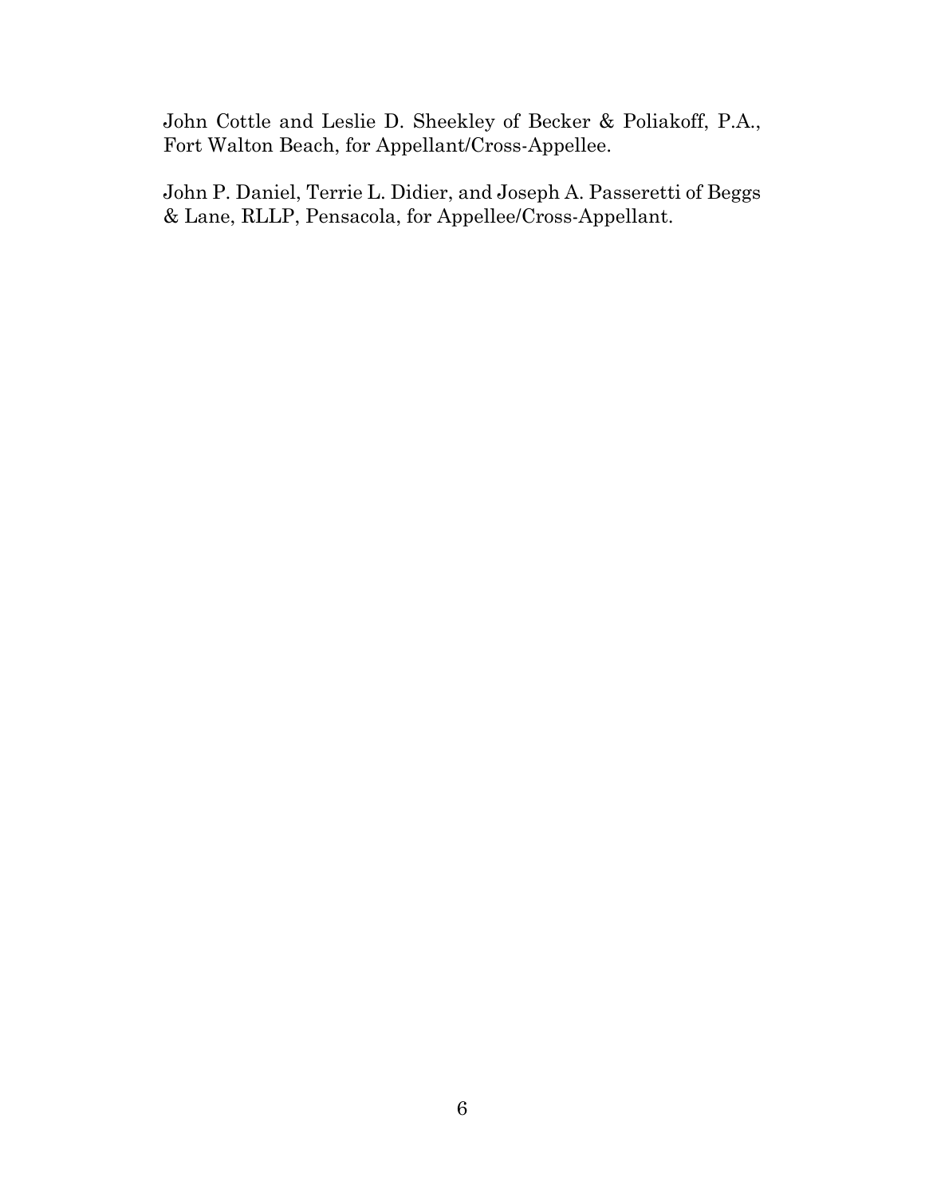John Cottle and Leslie D. Sheekley of Becker & Poliakoff, P.A., Fort Walton Beach, for Appellant/Cross-Appellee.

John P. Daniel, Terrie L. Didier, and Joseph A. Passeretti of Beggs & Lane, RLLP, Pensacola, for Appellee/Cross-Appellant.